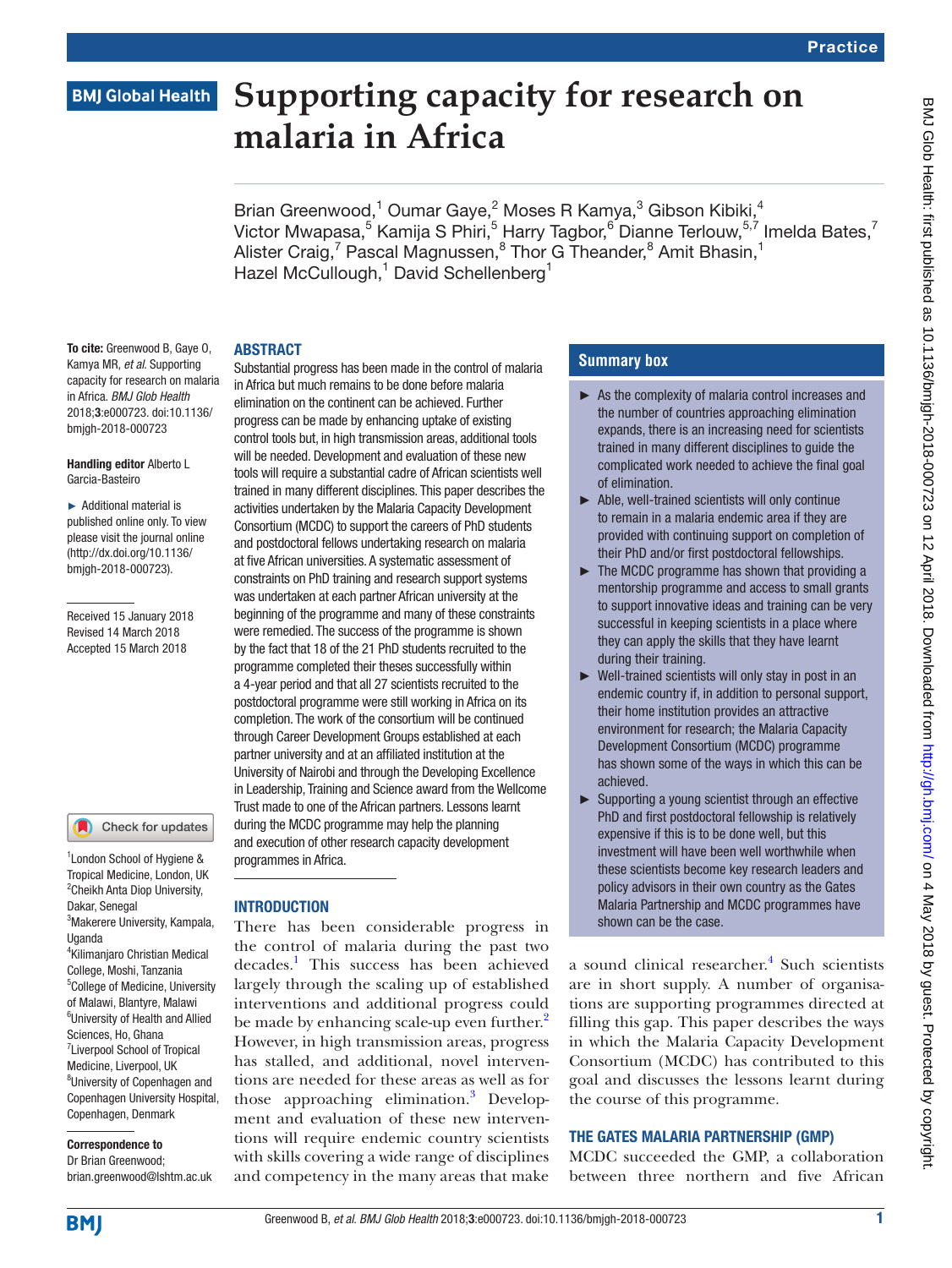# Supporting capacity for research on malaria in Africa

Brian Greenwood,[1] Oumar Gaye,[2] Moses R Kamya,[3] Gibson Kibiki,[4] Victor Mwapasa,[5] Kamija S Phiri,[5] Harry Tagbor,[6] Dianne Terlouw,[5,7] Imelda Bates,[7] Alister Craig,[7] Pascal Magnussen,[8] Thor G Theander,[8] Amit Bhasin,[1] Hazel McCullough,[1] David Schellenberg[1]

**To cite:** Greenwood B, Gaye O, Kamya MR, *et al*. Supporting capacity for research on malaria in Africa. *BMJ Glob Health* 2018;**3**:e000723. doi:10.1136/bmjgh-2018-000723

**Handling editor** Alberto L Garcia-Basteiro

► Additional material is published online only. To view please visit the journal online (http://dx.doi.org/10.1136/bmjgh-2018-000723).

Received 15 January 2018
Revised 14 March 2018
Accepted 15 March 2018

[1]London School of Hygiene & Tropical Medicine, London, UK
[2]Cheikh Anta Diop University, Dakar, Senegal
[3]Makerere University, Kampala, Uganda
[4]Kilimanjaro Christian Medical College, Moshi, Tanzania
[5]College of Medicine, University of Malawi, Blantyre, Malawi
[6]University of Health and Allied Sciences, Ho, Ghana
[7]Liverpool School of Tropical Medicine, Liverpool, UK
[8]University of Copenhagen and Copenhagen University Hospital, Copenhagen, Denmark

**Correspondence to**
Dr Brian Greenwood;
brian.greenwood@lshtm.ac.uk

## ABSTRACT

Substantial progress has been made in the control of malaria in Africa but much remains to be done before malaria elimination on the continent can be achieved. Further progress can be made by enhancing uptake of existing control tools but, in high transmission areas, additional tools will be needed. Development and evaluation of these new tools will require a substantial cadre of African scientists well trained in many different disciplines. This paper describes the activities undertaken by the Malaria Capacity Development Consortium (MCDC) to support the careers of PhD students and postdoctoral fellows undertaking research on malaria at five African universities. A systematic assessment of constraints on PhD training and research support systems was undertaken at each partner African university at the beginning of the programme and many of these constraints were remedied. The success of the programme is shown by the fact that 18 of the 21 PhD students recruited to the programme completed their theses successfully within a 4-year period and that all 27 scientists recruited to the postdoctoral programme were still working in Africa on its completion. The work of the consortium will be continued through Career Development Groups established at each partner university and at an affiliated institution at the University of Nairobi and through the Developing Excellence in Leadership, Training and Science award from the Wellcome Trust made to one of the African partners. Lessons learnt during the MCDC programme may help the planning and execution of other research capacity development programmes in Africa.

## Summary box

- ► As the complexity of malaria control increases and the number of countries approaching elimination expands, there is an increasing need for scientists trained in many different disciplines to guide the complicated work needed to achieve the final goal of elimination.
- ► Able, well-trained scientists will only continue to remain in a malaria endemic area if they are provided with continuing support on completion of their PhD and/or first postdoctoral fellowships.
- ► The MCDC programme has shown that providing a mentorship programme and access to small grants to support innovative ideas and training can be very successful in keeping scientists in a place where they can apply the skills that they have learnt during their training.
- ► Well-trained scientists will only stay in post in an endemic country if, in addition to personal support, their home institution provides an attractive environment for research; the Malaria Capacity Development Consortium (MCDC) programme has shown some of the ways in which this can be achieved.
- ► Supporting a young scientist through an effective PhD and first postdoctoral fellowship is relatively expensive if this is to be done well, but this investment will have been well worthwhile when these scientists become key research leaders and policy advisors in their own country as the Gates Malaria Partnership and MCDC programmes have shown can be the case.

## INTRODUCTION

There has been considerable progress in the control of malaria during the past two decades.[1] This success has been achieved largely through the scaling up of established interventions and additional progress could be made by enhancing scale-up even further.[2] However, in high transmission areas, progress has stalled, and additional, novel interventions are needed for these areas as well as for those approaching elimination.[3] Development and evaluation of these new interventions will require endemic country scientists with skills covering a wide range of disciplines and competency in the many areas that make a sound clinical researcher.[4] Such scientists are in short supply. A number of organisations are supporting programmes directed at filling this gap. This paper describes the ways in which the Malaria Capacity Development Consortium (MCDC) has contributed to this goal and discusses the lessons learnt during the course of this programme.

## THE GATES MALARIA PARTNERSHIP (GMP)

MCDC succeeded the GMP, a collaboration between three northern and five African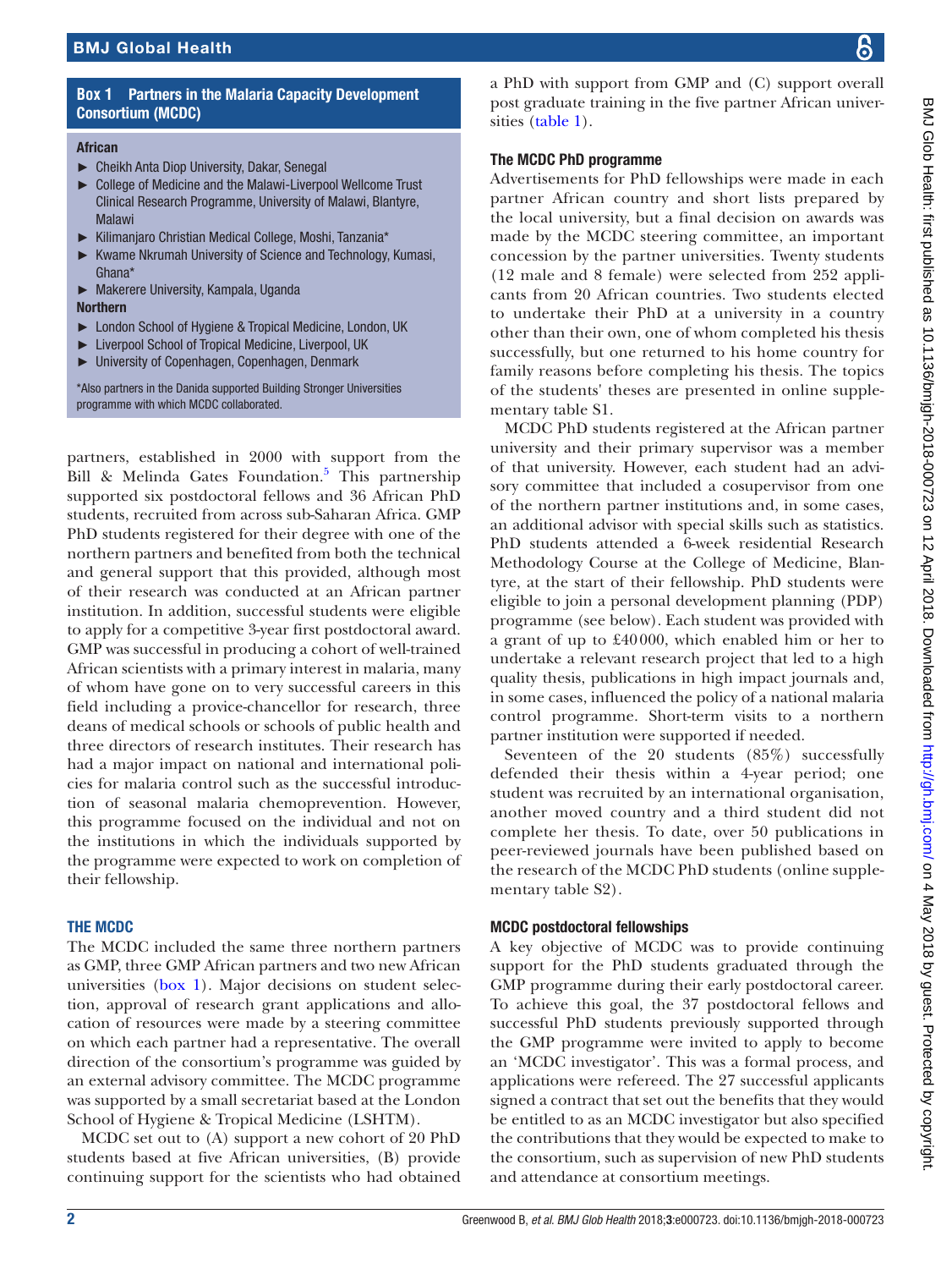### Box 1 Partners in the Malaria Capacity Development Consortium (MCDC)

**African**

- Cheikh Anta Diop University, Dakar, Senegal
- College of Medicine and the Malawi-Liverpool Wellcome Trust Clinical Research Programme, University of Malawi, Blantyre, Malawi
- Kilimanjaro Christian Medical College, Moshi, Tanzania*
- Kwame Nkrumah University of Science and Technology, Kumasi, Ghana*
- Makerere University, Kampala, Uganda

**Northern**

- London School of Hygiene & Tropical Medicine, London, UK
- Liverpool School of Tropical Medicine, Liverpool, UK
- University of Copenhagen, Copenhagen, Denmark

*Also partners in the Danida supported Building Stronger Universities programme with which MCDC collaborated.

partners, established in 2000 with support from the Bill & Melinda Gates Foundation.[5] This partnership supported six postdoctoral fellows and 36 African PhD students, recruited from across sub-Saharan Africa. GMP PhD students registered for their degree with one of the northern partners and benefited from both the technical and general support that this provided, although most of their research was conducted at an African partner institution. In addition, successful students were eligible to apply for a competitive 3-year first postdoctoral award. GMP was successful in producing a cohort of well-trained African scientists with a primary interest in malaria, many of whom have gone on to very successful careers in this field including a provice-chancellor for research, three deans of medical schools or schools of public health and three directors of research institutes. Their research has had a major impact on national and international policies for malaria control such as the successful introduction of seasonal malaria chemoprevention. However, this programme focused on the individual and not on the institutions in which the individuals supported by the programme were expected to work on completion of their fellowship.

## THE MCDC

The MCDC included the same three northern partners as GMP, three GMP African partners and two new African universities (box 1). Major decisions on student selection, approval of research grant applications and allocation of resources were made by a steering committee on which each partner had a representative. The overall direction of the consortium's programme was guided by an external advisory committee. The MCDC programme was supported by a small secretariat based at the London School of Hygiene & Tropical Medicine (LSHTM).

MCDC set out to (A) support a new cohort of 20 PhD students based at five African universities, (B) provide continuing support for the scientists who had obtained a PhD with support from GMP and (C) support overall post graduate training in the five partner African universities (table 1).

### The MCDC PhD programme

Advertisements for PhD fellowships were made in each partner African country and short lists prepared by the local university, but a final decision on awards was made by the MCDC steering committee, an important concession by the partner universities. Twenty students (12 male and 8 female) were selected from 252 applicants from 20 African countries. Two students elected to undertake their PhD at a university in a country other than their own, one of whom completed his thesis successfully, but one returned to his home country for family reasons before completing his thesis. The topics of the students' theses are presented in online supplementary table S1.

MCDC PhD students registered at the African partner university and their primary supervisor was a member of that university. However, each student had an advisory committee that included a cosupervisor from one of the northern partner institutions and, in some cases, an additional advisor with special skills such as statistics. PhD students attended a 6-week residential Research Methodology Course at the College of Medicine, Blantyre, at the start of their fellowship. PhD students were eligible to join a personal development planning (PDP) programme (see below). Each student was provided with a grant of up to £40 000, which enabled him or her to undertake a relevant research project that led to a high quality thesis, publications in high impact journals and, in some cases, influenced the policy of a national malaria control programme. Short-term visits to a northern partner institution were supported if needed.

Seventeen of the 20 students (85%) successfully defended their thesis within a 4-year period; one student was recruited by an international organisation, another moved country and a third student did not complete her thesis. To date, over 50 publications in peer-reviewed journals have been published based on the research of the MCDC PhD students (online supplementary table S2).

### MCDC postdoctoral fellowships

A key objective of MCDC was to provide continuing support for the PhD students graduated through the GMP programme during their early postdoctoral career. To achieve this goal, the 37 postdoctoral fellows and successful PhD students previously supported through the GMP programme were invited to apply to become an 'MCDC investigator'. This was a formal process, and applications were refereed. The 27 successful applicants signed a contract that set out the benefits that they would be entitled to as an MCDC investigator but also specified the contributions that they would be expected to make to the consortium, such as supervision of new PhD students and attendance at consortium meetings.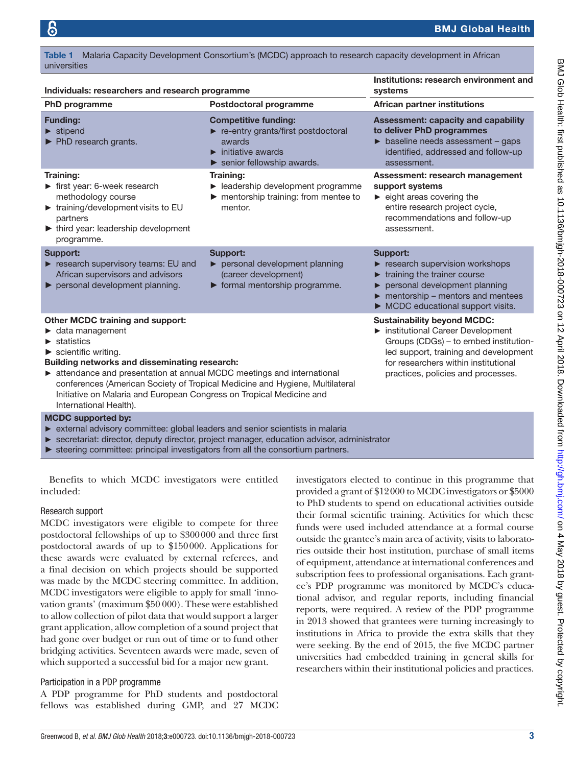**Table 1** Malaria Capacity Development Consortium's (MCDC) approach to research capacity development in African universities

| Individuals: researchers and research programme | | Institutions: research environment and systems |
|---|---|---|
| **PhD programme** | **Postdoctoral programme** | **African partner institutions** |
| **Funding:**<br>► stipend<br>► PhD research grants. | **Competitive funding:**<br>► re-entry grants/first postdoctoral awards<br>► initiative awards<br>► senior fellowship awards. | **Assessment: capacity and capability to deliver PhD programmes**<br>► baseline needs assessment – gaps identified, addressed and follow-up assessment. |
| **Training:**<br>► first year: 6-week research methodology course<br>► training/development visits to EU partners<br>► third year: leadership development programme. | **Training:**<br>► leadership development programme<br>► mentorship training: from mentee to mentor. | **Assessment: research management support systems**<br>► eight areas covering the entire research project cycle, recommendations and follow-up assessment. |
| **Support:**<br>► research supervisory teams: EU and African supervisors and advisors<br>► personal development planning. | **Support:**<br>► personal development planning (career development)<br>► formal mentorship programme. | **Support:**<br>► research supervision workshops<br>► training the trainer course<br>► personal development planning<br>► mentorship – mentors and mentees<br>► MCDC educational support visits. |
| **Other MCDC training and support:**<br>► data management<br>► statistics<br>► scientific writing.<br>**Building networks and disseminating research:**<br>► attendance and presentation at annual MCDC meetings and international conferences (American Society of Tropical Medicine and Hygiene, Multilateral Initiative on Malaria and European Congress on Tropical Medicine and International Health). | | **Sustainability beyond MCDC:**<br>► institutional Career Development Groups (CDGs) – to embed institution-led support, training and development for researchers within institutional practices, policies and processes. |
| **MCDC supported by:**<br>► external advisory committee: global leaders and senior scientists in malaria<br>► secretariat: director, deputy director, project manager, education advisor, administrator<br>► steering committee: principal investigators from all the consortium partners. | | |

Benefits to which MCDC investigators were entitled included:

### Research support

MCDC investigators were eligible to compete for three postdoctoral fellowships of up to \$300 000 and three first postdoctoral awards of up to \$150 000. Applications for these awards were evaluated by external referees, and a final decision on which projects should be supported was made by the MCDC steering committee. In addition, MCDC investigators were eligible to apply for small 'innovation grants' (maximum \$50 000). These were established to allow collection of pilot data that would support a larger grant application, allow completion of a sound project that had gone over budget or run out of time or to fund other bridging activities. Seventeen awards were made, seven of which supported a successful bid for a major new grant.

### Participation in a PDP programme

A PDP programme for PhD students and postdoctoral fellows was established during GMP, and 27 MCDC investigators elected to continue in this programme that provided a grant of \$12 000 to MCDC investigators or \$5000 to PhD students to spend on educational activities outside their formal scientific training. Activities for which these funds were used included attendance at a formal course outside the grantee's main area of activity, visits to laboratories outside their host institution, purchase of small items of equipment, attendance at international conferences and subscription fees to professional organisations. Each grantee's PDP programme was monitored by MCDC's educational advisor, and regular reports, including financial reports, were required. A review of the PDP programme in 2013 showed that grantees were turning increasingly to institutions in Africa to provide the extra skills that they were seeking. By the end of 2015, the five MCDC partner universities had embedded training in general skills for researchers within their institutional policies and practices.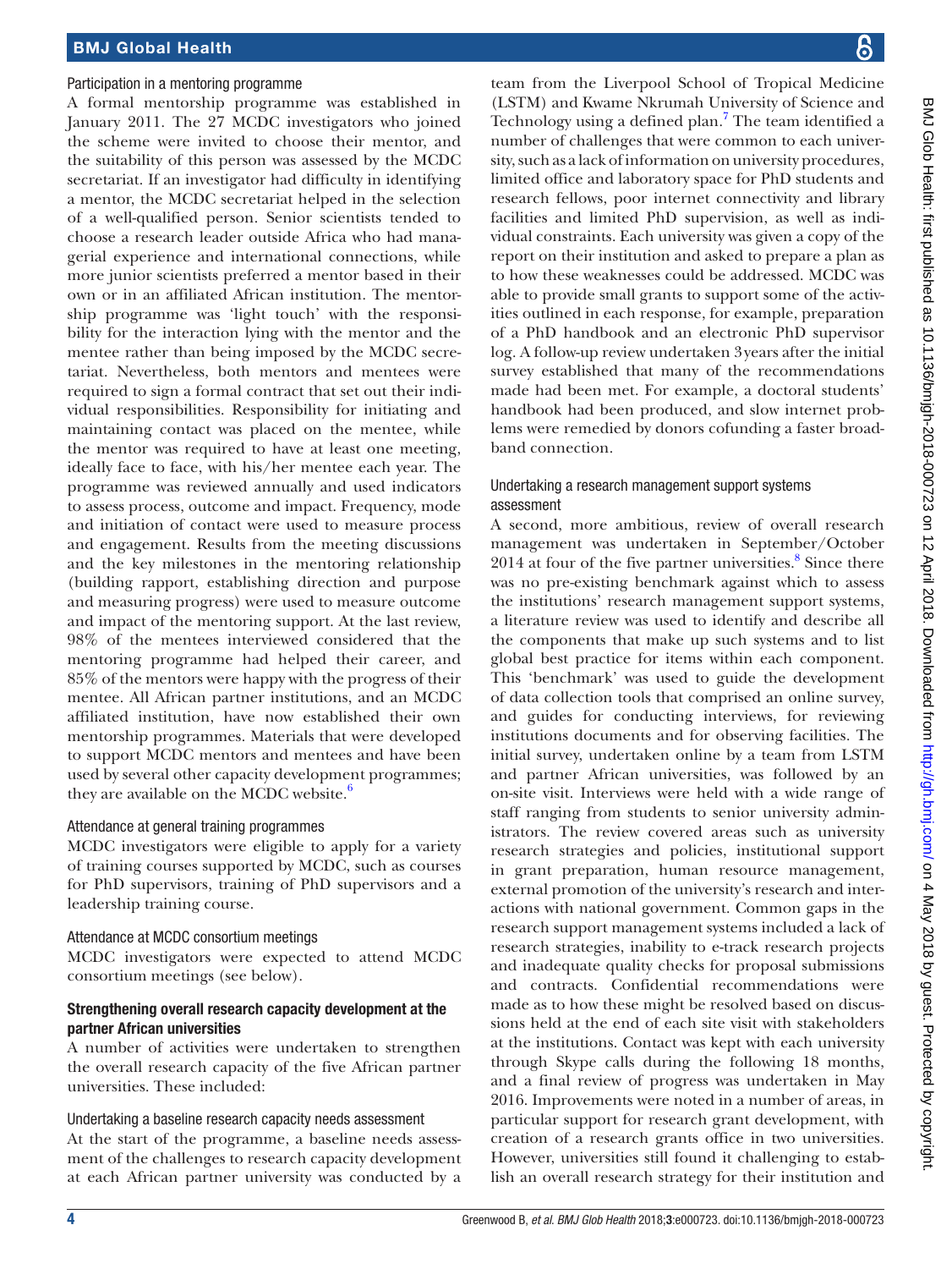#### Participation in a mentoring programme

A formal mentorship programme was established in January 2011. The 27 MCDC investigators who joined the scheme were invited to choose their mentor, and the suitability of this person was assessed by the MCDC secretariat. If an investigator had difficulty in identifying a mentor, the MCDC secretariat helped in the selection of a well-qualified person. Senior scientists tended to choose a research leader outside Africa who had managerial experience and international connections, while more junior scientists preferred a mentor based in their own or in an affiliated African institution. The mentorship programme was 'light touch' with the responsibility for the interaction lying with the mentor and the mentee rather than being imposed by the MCDC secretariat. Nevertheless, both mentors and mentees were required to sign a formal contract that set out their individual responsibilities. Responsibility for initiating and maintaining contact was placed on the mentee, while the mentor was required to have at least one meeting, ideally face to face, with his/her mentee each year. The programme was reviewed annually and used indicators to assess process, outcome and impact. Frequency, mode and initiation of contact were used to measure process and engagement. Results from the meeting discussions and the key milestones in the mentoring relationship (building rapport, establishing direction and purpose and measuring progress) were used to measure outcome and impact of the mentoring support. At the last review, 98% of the mentees interviewed considered that the mentoring programme had helped their career, and 85% of the mentors were happy with the progress of their mentee. All African partner institutions, and an MCDC affiliated institution, have now established their own mentorship programmes. Materials that were developed to support MCDC mentors and mentees and have been used by several other capacity development programmes; they are available on the MCDC website.[6]

#### Attendance at general training programmes

MCDC investigators were eligible to apply for a variety of training courses supported by MCDC, such as courses for PhD supervisors, training of PhD supervisors and a leadership training course.

#### Attendance at MCDC consortium meetings

MCDC investigators were expected to attend MCDC consortium meetings (see below).

### Strengthening overall research capacity development at the partner African universities

A number of activities were undertaken to strengthen the overall research capacity of the five African partner universities. These included:

#### Undertaking a baseline research capacity needs assessment

At the start of the programme, a baseline needs assessment of the challenges to research capacity development at each African partner university was conducted by a team from the Liverpool School of Tropical Medicine (LSTM) and Kwame Nkrumah University of Science and Technology using a defined plan.[7] The team identified a number of challenges that were common to each university, such as a lack of information on university procedures, limited office and laboratory space for PhD students and research fellows, poor internet connectivity and library facilities and limited PhD supervision, as well as individual constraints. Each university was given a copy of the report on their institution and asked to prepare a plan as to how these weaknesses could be addressed. MCDC was able to provide small grants to support some of the activities outlined in each response, for example, preparation of a PhD handbook and an electronic PhD supervisor log. A follow-up review undertaken 3 years after the initial survey established that many of the recommendations made had been met. For example, a doctoral students' handbook had been produced, and slow internet problems were remedied by donors cofunding a faster broadband connection.

#### Undertaking a research management support systems assessment

A second, more ambitious, review of overall research management was undertaken in September/October 2014 at four of the five partner universities.[8] Since there was no pre-existing benchmark against which to assess the institutions' research management support systems, a literature review was used to identify and describe all the components that make up such systems and to list global best practice for items within each component. This 'benchmark' was used to guide the development of data collection tools that comprised an online survey, and guides for conducting interviews, for reviewing institutions documents and for observing facilities. The initial survey, undertaken online by a team from LSTM and partner African universities, was followed by an on-site visit. Interviews were held with a wide range of staff ranging from students to senior university administrators. The review covered areas such as university research strategies and policies, institutional support in grant preparation, human resource management, external promotion of the university's research and interactions with national government. Common gaps in the research support management systems included a lack of research strategies, inability to e-track research projects and inadequate quality checks for proposal submissions and contracts. Confidential recommendations were made as to how these might be resolved based on discussions held at the end of each site visit with stakeholders at the institutions. Contact was kept with each university through Skype calls during the following 18 months, and a final review of progress was undertaken in May 2016. Improvements were noted in a number of areas, in particular support for research grant development, with creation of a research grants office in two universities. However, universities still found it challenging to establish an overall research strategy for their institution and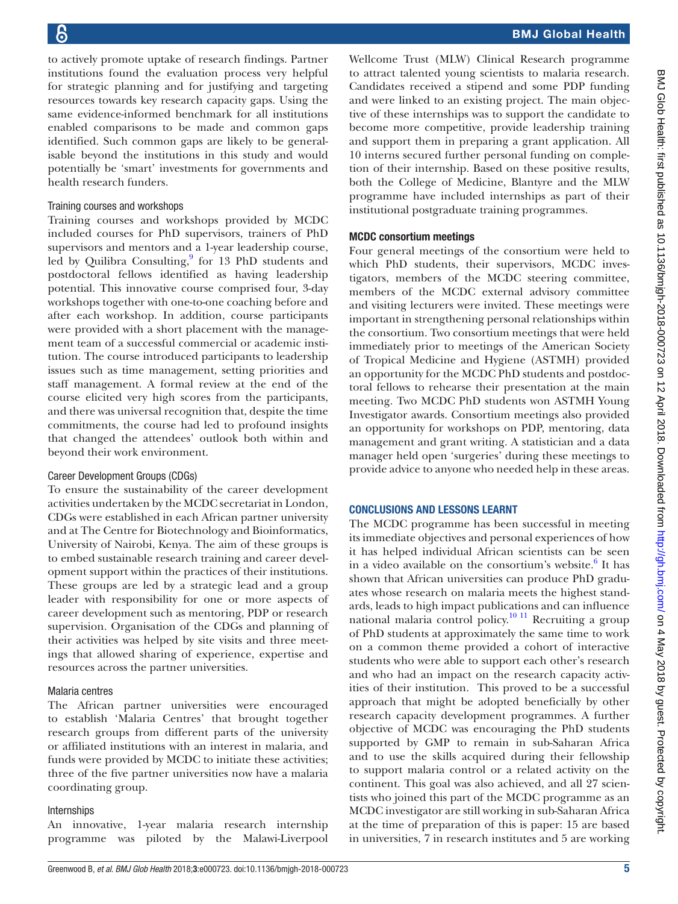to actively promote uptake of research findings. Partner institutions found the evaluation process very helpful for strategic planning and for justifying and targeting resources towards key research capacity gaps. Using the same evidence-informed benchmark for all institutions enabled comparisons to be made and common gaps identified. Such common gaps are likely to be generalisable beyond the institutions in this study and would potentially be 'smart' investments for governments and health research funders.

### Training courses and workshops

Training courses and workshops provided by MCDC included courses for PhD supervisors, trainers of PhD supervisors and mentors and a 1-year leadership course, led by Quilibra Consulting,[9] for 13 PhD students and postdoctoral fellows identified as having leadership potential. This innovative course comprised four, 3-day workshops together with one-to-one coaching before and after each workshop. In addition, course participants were provided with a short placement with the management team of a successful commercial or academic institution. The course introduced participants to leadership issues such as time management, setting priorities and staff management. A formal review at the end of the course elicited very high scores from the participants, and there was universal recognition that, despite the time commitments, the course had led to profound insights that changed the attendees' outlook both within and beyond their work environment.

### Career Development Groups (CDGs)

To ensure the sustainability of the career development activities undertaken by the MCDC secretariat in London, CDGs were established in each African partner university and at The Centre for Biotechnology and Bioinformatics, University of Nairobi, Kenya. The aim of these groups is to embed sustainable research training and career development support within the practices of their institutions. These groups are led by a strategic lead and a group leader with responsibility for one or more aspects of career development such as mentoring, PDP or research supervision. Organisation of the CDGs and planning of their activities was helped by site visits and three meetings that allowed sharing of experience, expertise and resources across the partner universities.

### Malaria centres

The African partner universities were encouraged to establish 'Malaria Centres' that brought together research groups from different parts of the university or affiliated institutions with an interest in malaria, and funds were provided by MCDC to initiate these activities; three of the five partner universities now have a malaria coordinating group.

### Internships

An innovative, 1-year malaria research internship programme was piloted by the Malawi-Liverpool Wellcome Trust (MLW) Clinical Research programme to attract talented young scientists to malaria research. Candidates received a stipend and some PDP funding and were linked to an existing project. The main objective of these internships was to support the candidate to become more competitive, provide leadership training and support them in preparing a grant application. All 10 interns secured further personal funding on completion of their internship. Based on these positive results, both the College of Medicine, Blantyre and the MLW programme have included internships as part of their institutional postgraduate training programmes.

### MCDC consortium meetings

Four general meetings of the consortium were held to which PhD students, their supervisors, MCDC investigators, members of the MCDC steering committee, members of the MCDC external advisory committee and visiting lecturers were invited. These meetings were important in strengthening personal relationships within the consortium. Two consortium meetings that were held immediately prior to meetings of the American Society of Tropical Medicine and Hygiene (ASTMH) provided an opportunity for the MCDC PhD students and postdoctoral fellows to rehearse their presentation at the main meeting. Two MCDC PhD students won ASTMH Young Investigator awards. Consortium meetings also provided an opportunity for workshops on PDP, mentoring, data management and grant writing. A statistician and a data manager held open 'surgeries' during these meetings to provide advice to anyone who needed help in these areas.

## CONCLUSIONS AND LESSONS LEARNT

The MCDC programme has been successful in meeting its immediate objectives and personal experiences of how it has helped individual African scientists can be seen in a video available on the consortium's website.[6] It has shown that African universities can produce PhD graduates whose research on malaria meets the highest standards, leads to high impact publications and can influence national malaria control policy.[10,11] Recruiting a group of PhD students at approximately the same time to work on a common theme provided a cohort of interactive students who were able to support each other's research and who had an impact on the research capacity activities of their institution. This proved to be a successful approach that might be adopted beneficially by other research capacity development programmes. A further objective of MCDC was encouraging the PhD students supported by GMP to remain in sub-Saharan Africa and to use the skills acquired during their fellowship to support malaria control or a related activity on the continent. This goal was also achieved, and all 27 scientists who joined this part of the MCDC programme as an MCDC investigator are still working in sub-Saharan Africa at the time of preparation of this is paper: 15 are based in universities, 7 in research institutes and 5 are working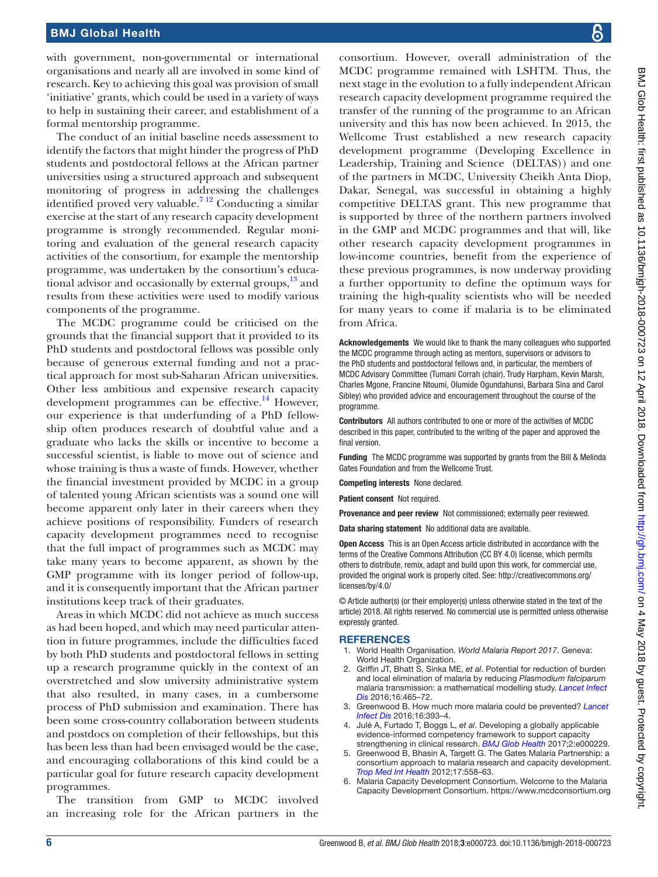with government, non-governmental or international organisations and nearly all are involved in some kind of research. Key to achieving this goal was provision of small 'initiative' grants, which could be used in a variety of ways to help in sustaining their career, and establishment of a formal mentorship programme.

The conduct of an initial baseline needs assessment to identify the factors that might hinder the progress of PhD students and postdoctoral fellows at the African partner universities using a structured approach and subsequent monitoring of progress in addressing the challenges identified proved very valuable.[7 12] Conducting a similar exercise at the start of any research capacity development programme is strongly recommended. Regular monitoring and evaluation of the general research capacity activities of the consortium, for example the mentorship programme, was undertaken by the consortium's educational advisor and occasionally by external groups,[13] and results from these activities were used to modify various components of the programme.

The MCDC programme could be criticised on the grounds that the financial support that it provided to its PhD students and postdoctoral fellows was possible only because of generous external funding and not a practical approach for most sub-Saharan African universities. Other less ambitious and expensive research capacity development programmes can be effective.[14] However, our experience is that underfunding of a PhD fellowship often produces research of doubtful value and a graduate who lacks the skills or incentive to become a successful scientist, is liable to move out of science and whose training is thus a waste of funds. However, whether the financial investment provided by MCDC in a group of talented young African scientists was a sound one will become apparent only later in their careers when they achieve positions of responsibility. Funders of research capacity development programmes need to recognise that the full impact of programmes such as MCDC may take many years to become apparent, as shown by the GMP programme with its longer period of follow-up, and it is consequently important that the African partner institutions keep track of their graduates.

Areas in which MCDC did not achieve as much success as had been hoped, and which may need particular attention in future programmes, include the difficulties faced by both PhD students and postdoctoral fellows in setting up a research programme quickly in the context of an overstretched and slow university administrative system that also resulted, in many cases, in a cumbersome process of PhD submission and examination. There has been some cross-country collaboration between students and postdocs on completion of their fellowships, but this has been less than had been envisaged would be the case, and encouraging collaborations of this kind could be a particular goal for future research capacity development programmes.

The transition from GMP to MCDC involved an increasing role for the African partners in the consortium. However, overall administration of the MCDC programme remained with LSHTM. Thus, the next stage in the evolution to a fully independent African research capacity development programme required the transfer of the running of the programme to an African university and this has now been achieved. In 2015, the Wellcome Trust established a new research capacity development programme (Developing Excellence in Leadership, Training and Science (DELTAS)) and one of the partners in MCDC, University Cheikh Anta Diop, Dakar, Senegal, was successful in obtaining a highly competitive DELTAS grant. This new programme that is supported by three of the northern partners involved in the GMP and MCDC programmes and that will, like other research capacity development programmes in low-income countries, benefit from the experience of these previous programmes, is now underway providing a further opportunity to define the optimum ways for training the high-quality scientists who will be needed for many years to come if malaria is to be eliminated from Africa.

**Acknowledgements** We would like to thank the many colleagues who supported the MCDC programme through acting as mentors, supervisors or advisors to the PhD students and postdoctoral fellows and, in particular, the members of MCDC Advisory Committee (Tumani Corrah (chair), Trudy Harpham, Kevin Marsh, Charles Mgone, Francine Ntoumi, Olumide Ogundahunsi, Barbara Sina and Carol Sibley) who provided advice and encouragement throughout the course of the programme.

**Contributors** All authors contributed to one or more of the activities of MCDC described in this paper, contributed to the writing of the paper and approved the final version.

**Funding** The MCDC programme was supported by grants from the Bill & Melinda Gates Foundation and from the Wellcome Trust.

**Competing interests** None declared.

**Patient consent** Not required.

**Provenance and peer review** Not commissioned; externally peer reviewed.

**Data sharing statement** No additional data are available.

**Open Access** This is an Open Access article distributed in accordance with the terms of the Creative Commons Attribution (CC BY 4.0) license, which permits others to distribute, remix, adapt and build upon this work, for commercial use, provided the original work is properly cited. See: http://creativecommons.org/licenses/by/4.0/

© Article author(s) (or their employer(s) unless otherwise stated in the text of the article) 2018. All rights reserved. No commercial use is permitted unless otherwise expressly granted.

## REFERENCES

1. World Health Organisation. *World Malaria Report 2017*. Geneva: World Health Organization.
2. Griffin JT, Bhatt S, Sinka ME, *et al*. Potential for reduction of burden and local elimination of malaria by reducing *Plasmodium falciparum* malaria transmission: a mathematical modelling study. *Lancet Infect Dis* 2016;16:465–72.
3. Greenwood B. How much more malaria could be prevented? *Lancet Infect Dis* 2016;16:393–4.
4. Julé A, Furtado T, Boggs L, *et al*. Developing a globally applicable evidence-informed competency framework to support capacity strengthening in clinical research. *BMJ Glob Health* 2017;2:e000229.
5. Greenwood B, Bhasin A, Targett G. The Gates Malaria Partnership: a consortium approach to malaria research and capacity development. *Trop Med Int Health* 2012;17:558–63.
6. Malaria Capacity Development Consortium. Welcome to the Malaria Capacity Development Consortium. https://www.mcdconsortium.org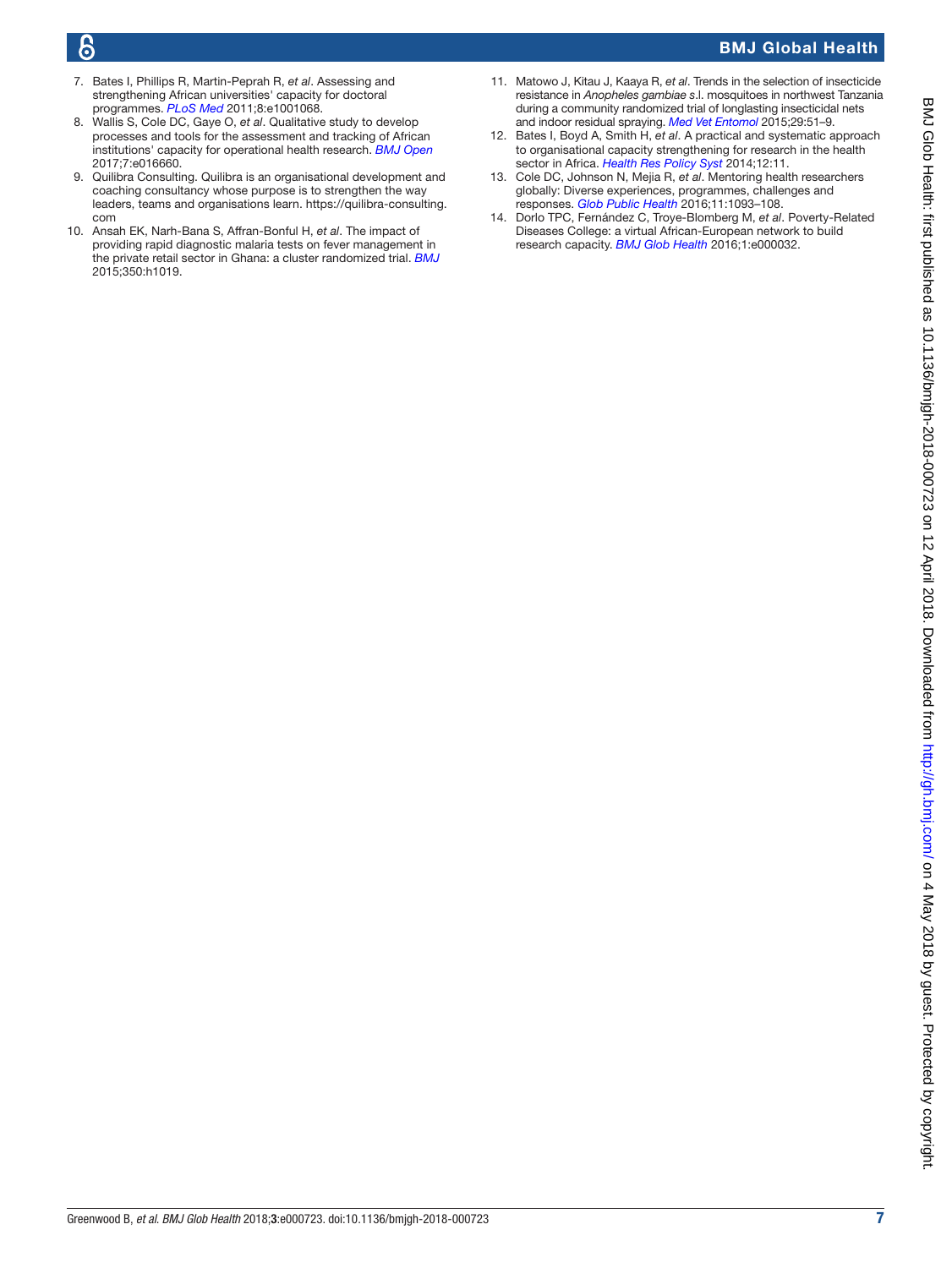7. Bates I, Phillips R, Martin-Peprah R, *et al*. Assessing and strengthening African universities' capacity for doctoral programmes. *PLoS Med* 2011;8:e1001068.
8. Wallis S, Cole DC, Gaye O, *et al*. Qualitative study to develop processes and tools for the assessment and tracking of African institutions' capacity for operational health research. *BMJ Open* 2017;7:e016660.
9. Quilibra Consulting. Quilibra is an organisational development and coaching consultancy whose purpose is to strengthen the way leaders, teams and organisations learn. https://quilibra-consulting.com
10. Ansah EK, Narh-Bana S, Affran-Bonful H, *et al*. The impact of providing rapid diagnostic malaria tests on fever management in the private retail sector in Ghana: a cluster randomized trial. *BMJ* 2015;350:h1019.
11. Matowo J, Kitau J, Kaaya R, *et al*. Trends in the selection of insecticide resistance in *Anopheles gambiae* s.l. mosquitoes in northwest Tanzania during a community randomized trial of longlasting insecticidal nets and indoor residual spraying. *Med Vet Entomol* 2015;29:51–9.
12. Bates I, Boyd A, Smith H, *et al*. A practical and systematic approach to organisational capacity strengthening for research in the health sector in Africa. *Health Res Policy Syst* 2014;12:11.
13. Cole DC, Johnson N, Mejia R, *et al*. Mentoring health researchers globally: Diverse experiences, programmes, challenges and responses. *Glob Public Health* 2016;11:1093–108.
14. Dorlo TPC, Fernández C, Troye-Blomberg M, *et al*. Poverty-Related Diseases College: a virtual African-European network to build research capacity. *BMJ Glob Health* 2016;1:e000032.